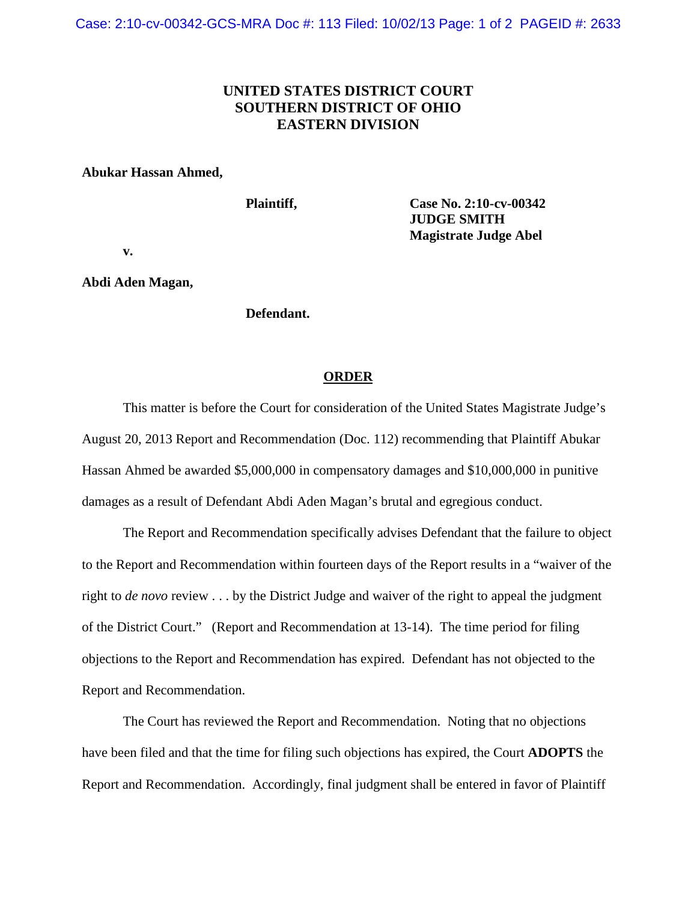**UNITED STATES DISTRICT COURT**
**SOUTHERN DISTRICT OF OHIO**
**EASTERN DIVISION**

**Abukar Hassan Ahmed,**

**Plaintiff,**

**Case No. 2:10-cv-00342**
**JUDGE SMITH**
**Magistrate Judge Abel**

**v.**

**Abdi Aden Magan,**

**Defendant.**

## ORDER

This matter is before the Court for consideration of the United States Magistrate Judge's August 20, 2013 Report and Recommendation (Doc. 112) recommending that Plaintiff Abukar Hassan Ahmed be awarded $5,000,000 in compensatory damages and $10,000,000 in punitive damages as a result of Defendant Abdi Aden Magan's brutal and egregious conduct.

The Report and Recommendation specifically advises Defendant that the failure to object to the Report and Recommendation within fourteen days of the Report results in a "waiver of the right to *de novo* review . . . by the District Judge and waiver of the right to appeal the judgment of the District Court." (Report and Recommendation at 13-14). The time period for filing objections to the Report and Recommendation has expired. Defendant has not objected to the Report and Recommendation.

The Court has reviewed the Report and Recommendation. Noting that no objections have been filed and that the time for filing such objections has expired, the Court **ADOPTS** the Report and Recommendation. Accordingly, final judgment shall be entered in favor of Plaintiff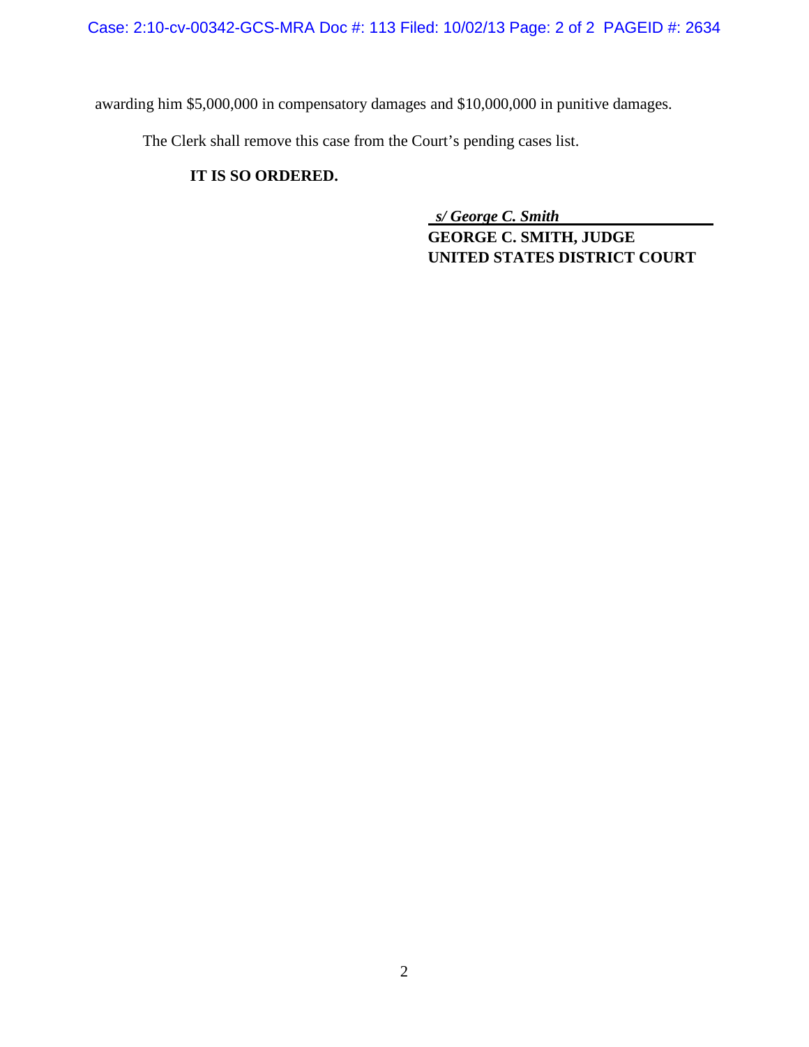awarding him $5,000,000 in compensatory damages and $10,000,000 in punitive damages.

The Clerk shall remove this case from the Court's pending cases list.

**IT IS SO ORDERED.**

***s/ George C. Smith***
**GEORGE C. SMITH, JUDGE**
**UNITED STATES DISTRICT COURT**